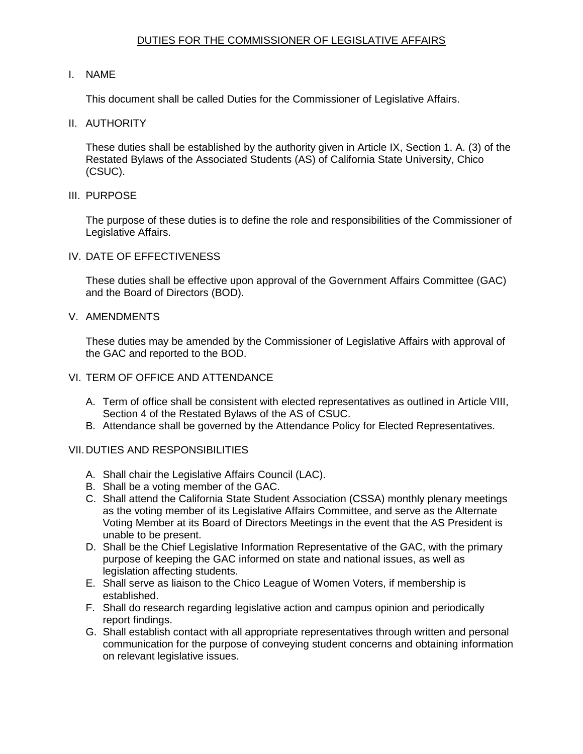# DUTIES FOR THE COMMISSIONER OF LEGISLATIVE AFFAIRS

## I. NAME

This document shall be called Duties for the Commissioner of Legislative Affairs.

## II. AUTHORITY

These duties shall be established by the authority given in Article IX, Section 1. A. (3) of the Restated Bylaws of the Associated Students (AS) of California State University, Chico (CSUC).

## III. PURPOSE

The purpose of these duties is to define the role and responsibilities of the Commissioner of Legislative Affairs.

## IV. DATE OF EFFECTIVENESS

These duties shall be effective upon approval of the Government Affairs Committee (GAC) and the Board of Directors (BOD).

## V. AMENDMENTS

These duties may be amended by the Commissioner of Legislative Affairs with approval of the GAC and reported to the BOD.

## VI. TERM OF OFFICE AND ATTENDANCE

A. Term of office shall be consistent with elected representatives as outlined in Article VIII, Section 4 of the Restated Bylaws of the AS of CSUC.
B. Attendance shall be governed by the Attendance Policy for Elected Representatives.

## VII. DUTIES AND RESPONSIBILITIES

A. Shall chair the Legislative Affairs Council (LAC).
B. Shall be a voting member of the GAC.
C. Shall attend the California State Student Association (CSSA) monthly plenary meetings as the voting member of its Legislative Affairs Committee, and serve as the Alternate Voting Member at its Board of Directors Meetings in the event that the AS President is unable to be present.
D. Shall be the Chief Legislative Information Representative of the GAC, with the primary purpose of keeping the GAC informed on state and national issues, as well as legislation affecting students.
E. Shall serve as liaison to the Chico League of Women Voters, if membership is established.
F. Shall do research regarding legislative action and campus opinion and periodically report findings.
G. Shall establish contact with all appropriate representatives through written and personal communication for the purpose of conveying student concerns and obtaining information on relevant legislative issues.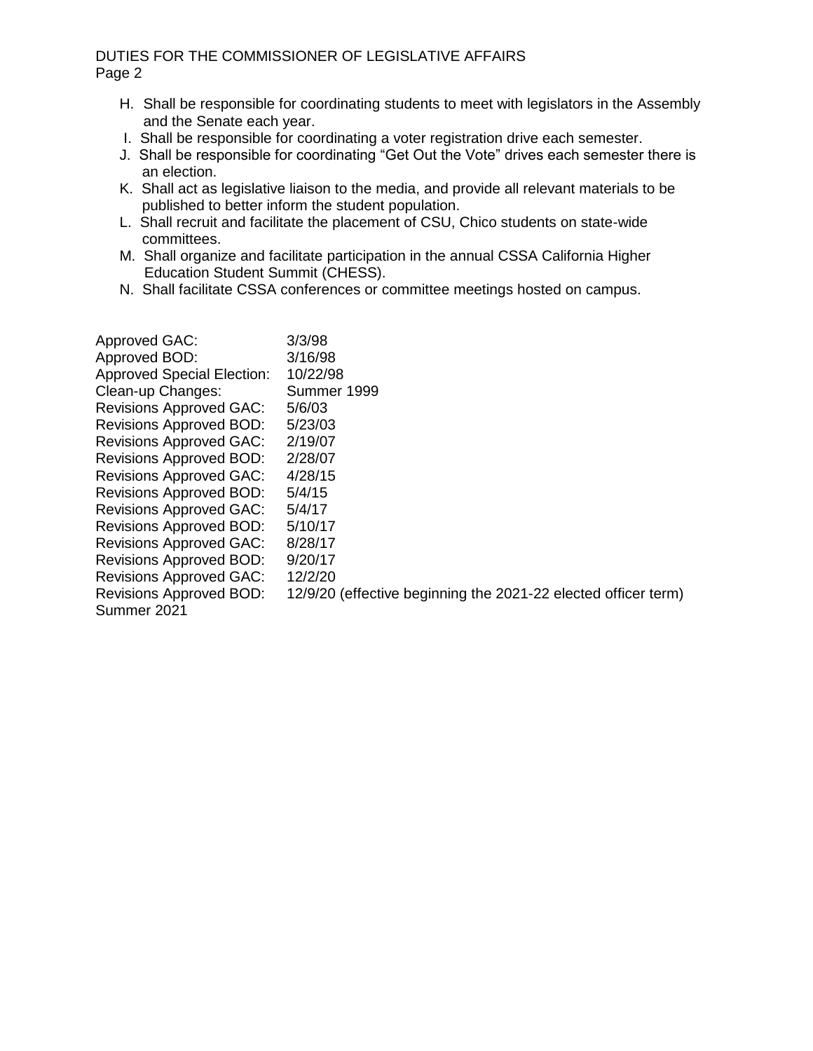H. Shall be responsible for coordinating students to meet with legislators in the Assembly and the Senate each year.
I. Shall be responsible for coordinating a voter registration drive each semester.
J. Shall be responsible for coordinating "Get Out the Vote" drives each semester there is an election.
K. Shall act as legislative liaison to the media, and provide all relevant materials to be published to better inform the student population.
L. Shall recruit and facilitate the placement of CSU, Chico students on state-wide committees.
M. Shall organize and facilitate participation in the annual CSSA California Higher Education Student Summit (CHESS).
N. Shall facilitate CSSA conferences or committee meetings hosted on campus.

| | |
|---|---|
| Approved GAC: | 3/3/98 |
| Approved BOD: | 3/16/98 |
| Approved Special Election: | 10/22/98 |
| Clean-up Changes: | Summer 1999 |
| Revisions Approved GAC: | 5/6/03 |
| Revisions Approved BOD: | 5/23/03 |
| Revisions Approved GAC: | 2/19/07 |
| Revisions Approved BOD: | 2/28/07 |
| Revisions Approved GAC: | 4/28/15 |
| Revisions Approved BOD: | 5/4/15 |
| Revisions Approved GAC: | 5/4/17 |
| Revisions Approved BOD: | 5/10/17 |
| Revisions Approved GAC: | 8/28/17 |
| Revisions Approved BOD: | 9/20/17 |
| Revisions Approved GAC: | 12/2/20 |
| Revisions Approved BOD: | 12/9/20 (effective beginning the 2021-22 elected officer term) |
| Summer 2021 | |